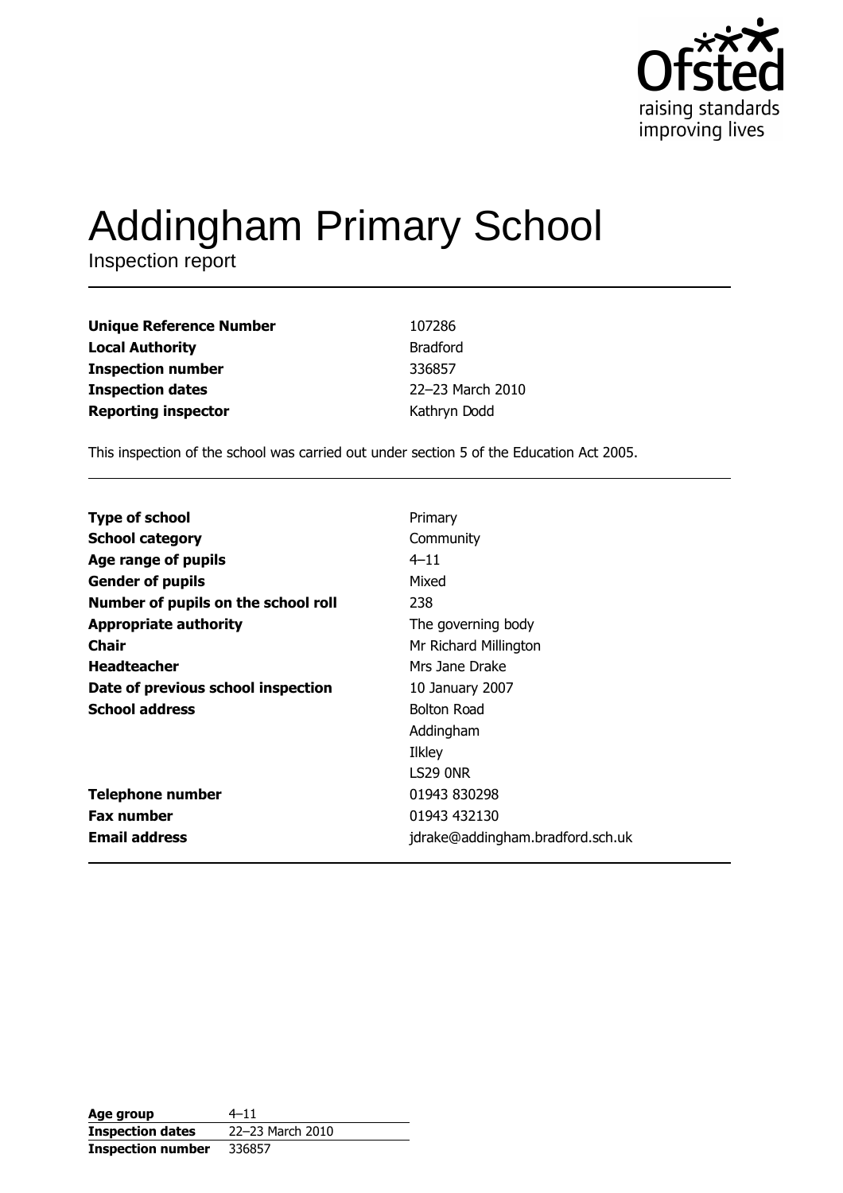# Addingham Primary School

Inspection report

| | |
|---|---|
| **Unique Reference Number** | 107286 |
| **Local Authority** | Bradford |
| **Inspection number** | 336857 |
| **Inspection dates** | 22–23 March 2010 |
| **Reporting inspector** | Kathryn Dodd |

This inspection of the school was carried out under section 5 of the Education Act 2005.

| | |
|---|---|
| **Type of school** | Primary |
| **School category** | Community |
| **Age range of pupils** | 4–11 |
| **Gender of pupils** | Mixed |
| **Number of pupils on the school roll** | 238 |
| **Appropriate authority** | The governing body |
| **Chair** | Mr Richard Millington |
| **Headteacher** | Mrs Jane Drake |
| **Date of previous school inspection** | 10 January 2007 |
| **School address** | Bolton Road<br>Addingham<br>Ilkley<br>LS29 0NR |
| **Telephone number** | 01943 830298 |
| **Fax number** | 01943 432130 |
| **Email address** | jdrake@addingham.bradford.sch.uk |

| | |
|---|---|
| **Age group** | 4–11 |
| **Inspection dates** | 22–23 March 2010 |
| **Inspection number** | 336857 |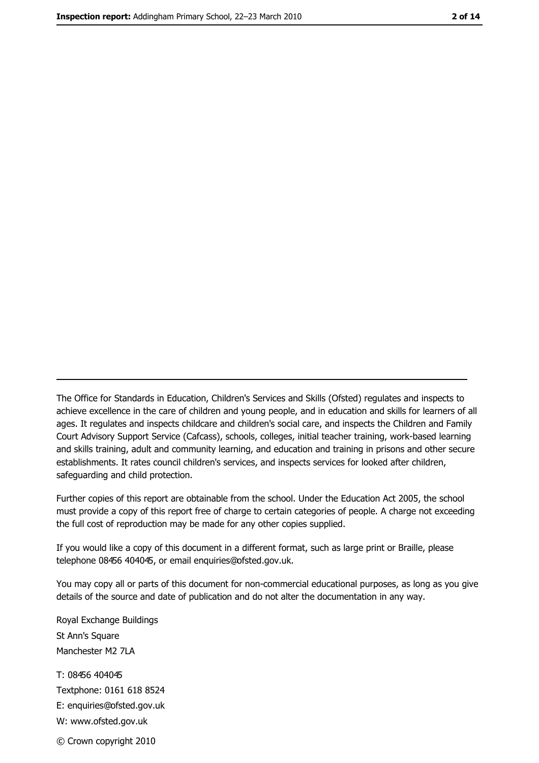The Office for Standards in Education, Children's Services and Skills (Ofsted) regulates and inspects to achieve excellence in the care of children and young people, and in education and skills for learners of all ages. It regulates and inspects childcare and children's social care, and inspects the Children and Family Court Advisory Support Service (Cafcass), schools, colleges, initial teacher training, work-based learning and skills training, adult and community learning, and education and training in prisons and other secure establishments. It rates council children's services, and inspects services for looked after children, safeguarding and child protection.

Further copies of this report are obtainable from the school. Under the Education Act 2005, the school must provide a copy of this report free of charge to certain categories of people. A charge not exceeding the full cost of reproduction may be made for any other copies supplied.

If you would like a copy of this document in a different format, such as large print or Braille, please telephone 08456 404045, or email enquiries@ofsted.gov.uk.

You may copy all or parts of this document for non-commercial educational purposes, as long as you give details of the source and date of publication and do not alter the documentation in any way.

Royal Exchange Buildings
St Ann's Square
Manchester M2 7LA

T: 08456 404045
Textphone: 0161 618 8524
E: enquiries@ofsted.gov.uk
W: www.ofsted.gov.uk

© Crown copyright 2010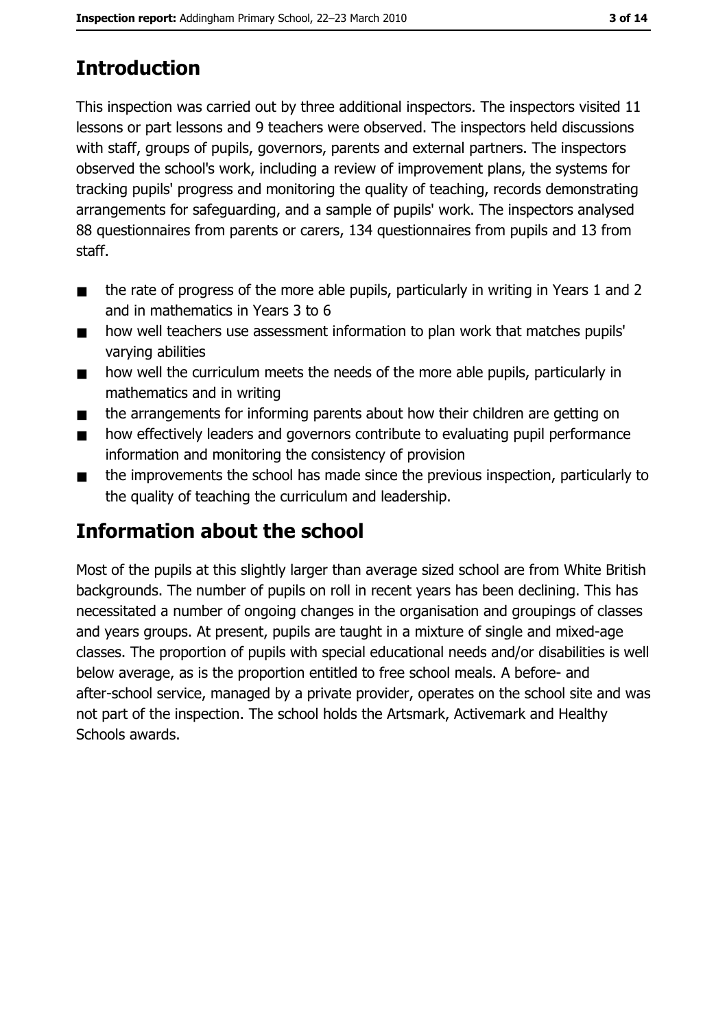## Introduction

This inspection was carried out by three additional inspectors. The inspectors visited 11 lessons or part lessons and 9 teachers were observed. The inspectors held discussions with staff, groups of pupils, governors, parents and external partners. The inspectors observed the school's work, including a review of improvement plans, the systems for tracking pupils' progress and monitoring the quality of teaching, records demonstrating arrangements for safeguarding, and a sample of pupils' work. The inspectors analysed 88 questionnaires from parents or carers, 134 questionnaires from pupils and 13 from staff.

- the rate of progress of the more able pupils, particularly in writing in Years 1 and 2 and in mathematics in Years 3 to 6
- how well teachers use assessment information to plan work that matches pupils' varying abilities
- how well the curriculum meets the needs of the more able pupils, particularly in mathematics and in writing
- the arrangements for informing parents about how their children are getting on
- how effectively leaders and governors contribute to evaluating pupil performance information and monitoring the consistency of provision
- the improvements the school has made since the previous inspection, particularly to the quality of teaching the curriculum and leadership.

## Information about the school

Most of the pupils at this slightly larger than average sized school are from White British backgrounds. The number of pupils on roll in recent years has been declining. This has necessitated a number of ongoing changes in the organisation and groupings of classes and years groups. At present, pupils are taught in a mixture of single and mixed-age classes. The proportion of pupils with special educational needs and/or disabilities is well below average, as is the proportion entitled to free school meals. A before- and after-school service, managed by a private provider, operates on the school site and was not part of the inspection. The school holds the Artsmark, Activemark and Healthy Schools awards.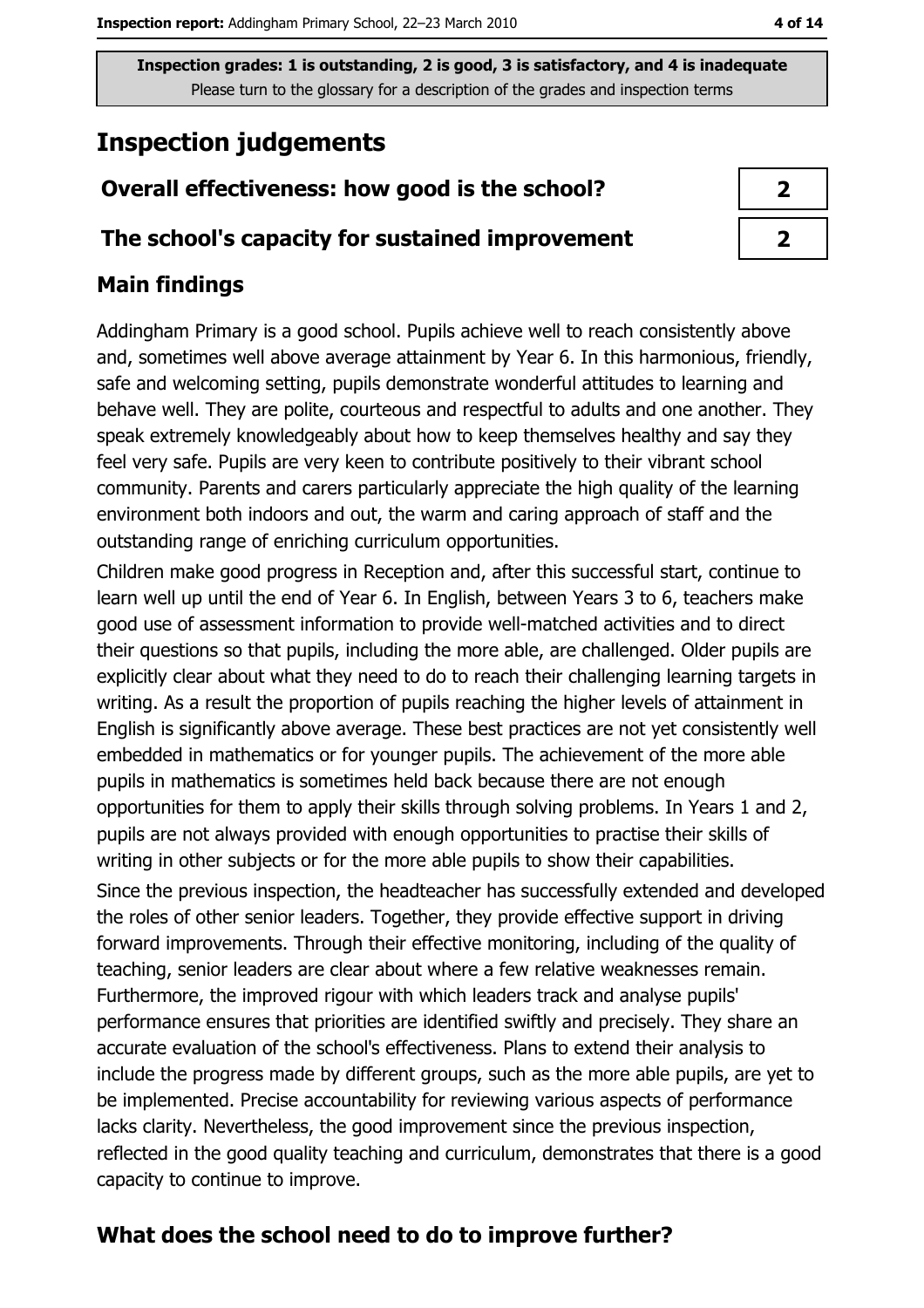**Inspection grades: 1 is outstanding, 2 is good, 3 is satisfactory, and 4 is inadequate**
Please turn to the glossary for a description of the grades and inspection terms

# Inspection judgements

| | |
|---|---|
| **Overall effectiveness: how good is the school?** | **2** |
| **The school's capacity for sustained improvement** | **2** |

## Main findings

Addingham Primary is a good school. Pupils achieve well to reach consistently above and, sometimes well above average attainment by Year 6. In this harmonious, friendly, safe and welcoming setting, pupils demonstrate wonderful attitudes to learning and behave well. They are polite, courteous and respectful to adults and one another. They speak extremely knowledgeably about how to keep themselves healthy and say they feel very safe. Pupils are very keen to contribute positively to their vibrant school community. Parents and carers particularly appreciate the high quality of the learning environment both indoors and out, the warm and caring approach of staff and the outstanding range of enriching curriculum opportunities.

Children make good progress in Reception and, after this successful start, continue to learn well up until the end of Year 6. In English, between Years 3 to 6, teachers make good use of assessment information to provide well-matched activities and to direct their questions so that pupils, including the more able, are challenged. Older pupils are explicitly clear about what they need to do to reach their challenging learning targets in writing. As a result the proportion of pupils reaching the higher levels of attainment in English is significantly above average. These best practices are not yet consistently well embedded in mathematics or for younger pupils. The achievement of the more able pupils in mathematics is sometimes held back because there are not enough opportunities for them to apply their skills through solving problems. In Years 1 and 2, pupils are not always provided with enough opportunities to practise their skills of writing in other subjects or for the more able pupils to show their capabilities.

Since the previous inspection, the headteacher has successfully extended and developed the roles of other senior leaders. Together, they provide effective support in driving forward improvements. Through their effective monitoring, including of the quality of teaching, senior leaders are clear about where a few relative weaknesses remain. Furthermore, the improved rigour with which leaders track and analyse pupils' performance ensures that priorities are identified swiftly and precisely. They share an accurate evaluation of the school's effectiveness. Plans to extend their analysis to include the progress made by different groups, such as the more able pupils, are yet to be implemented. Precise accountability for reviewing various aspects of performance lacks clarity. Nevertheless, the good improvement since the previous inspection, reflected in the good quality teaching and curriculum, demonstrates that there is a good capacity to continue to improve.

## What does the school need to do to improve further?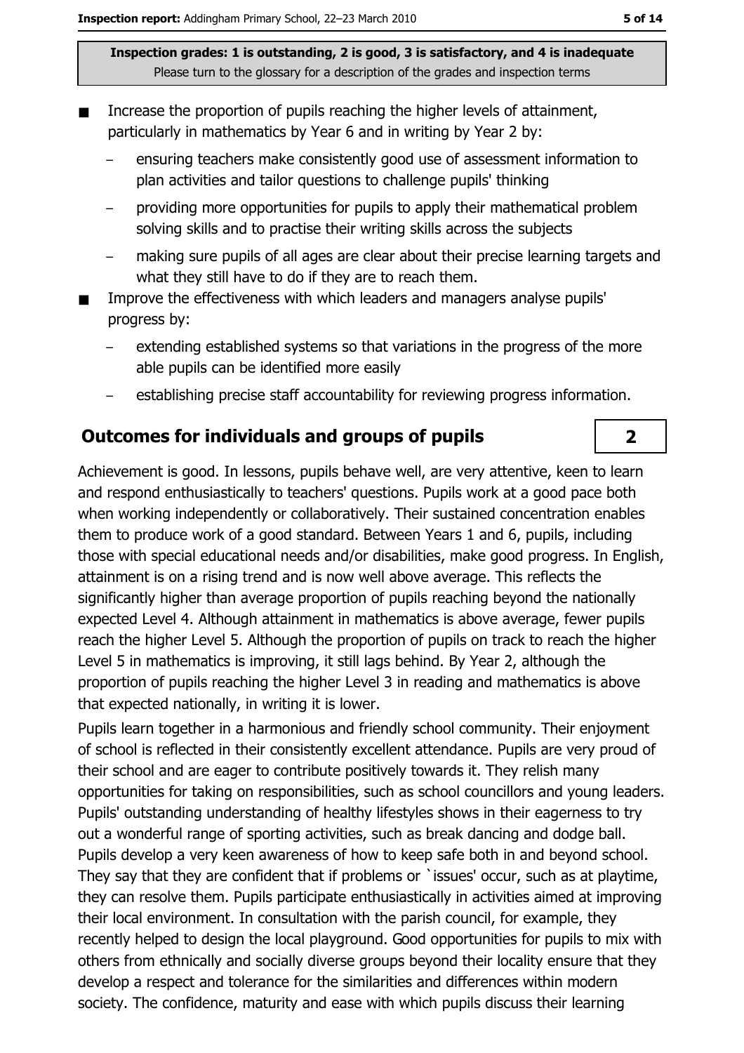- Increase the proportion of pupils reaching the higher levels of attainment, particularly in mathematics by Year 6 and in writing by Year 2 by:
  - ensuring teachers make consistently good use of assessment information to plan activities and tailor questions to challenge pupils' thinking
  - providing more opportunities for pupils to apply their mathematical problem solving skills and to practise their writing skills across the subjects
  - making sure pupils of all ages are clear about their precise learning targets and what they still have to do if they are to reach them.
- Improve the effectiveness with which leaders and managers analyse pupils' progress by:
  - extending established systems so that variations in the progress of the more able pupils can be identified more easily
  - establishing precise staff accountability for reviewing progress information.

## Outcomes for individuals and groups of pupils — 2

Achievement is good. In lessons, pupils behave well, are very attentive, keen to learn and respond enthusiastically to teachers' questions. Pupils work at a good pace both when working independently or collaboratively. Their sustained concentration enables them to produce work of a good standard. Between Years 1 and 6, pupils, including those with special educational needs and/or disabilities, make good progress. In English, attainment is on a rising trend and is now well above average. This reflects the significantly higher than average proportion of pupils reaching beyond the nationally expected Level 4. Although attainment in mathematics is above average, fewer pupils reach the higher Level 5. Although the proportion of pupils on track to reach the higher Level 5 in mathematics is improving, it still lags behind. By Year 2, although the proportion of pupils reaching the higher Level 3 in reading and mathematics is above that expected nationally, in writing it is lower.

Pupils learn together in a harmonious and friendly school community. Their enjoyment of school is reflected in their consistently excellent attendance. Pupils are very proud of their school and are eager to contribute positively towards it. They relish many opportunities for taking on responsibilities, such as school councillors and young leaders. Pupils' outstanding understanding of healthy lifestyles shows in their eagerness to try out a wonderful range of sporting activities, such as break dancing and dodge ball. Pupils develop a very keen awareness of how to keep safe both in and beyond school. They say that they are confident that if problems or `issues' occur, such as at playtime, they can resolve them. Pupils participate enthusiastically in activities aimed at improving their local environment. In consultation with the parish council, for example, they recently helped to design the local playground. Good opportunities for pupils to mix with others from ethnically and socially diverse groups beyond their locality ensure that they develop a respect and tolerance for the similarities and differences within modern society. The confidence, maturity and ease with which pupils discuss their learning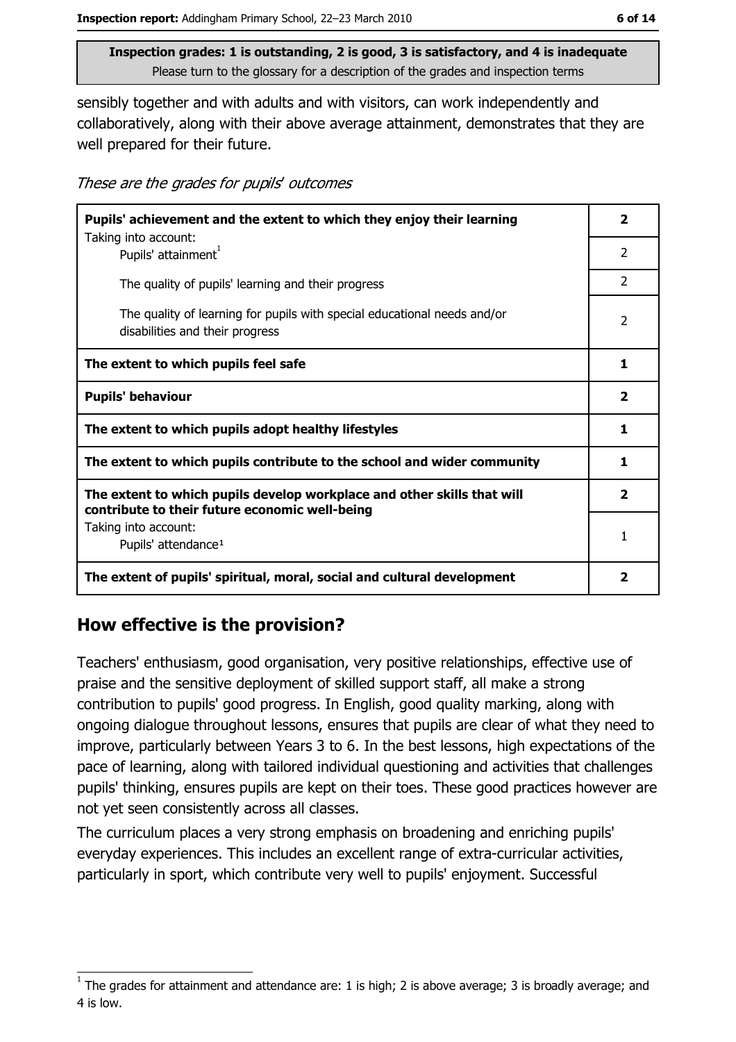**Inspection grades: 1 is outstanding, 2 is good, 3 is satisfactory, and 4 is inadequate**
Please turn to the glossary for a description of the grades and inspection terms

sensibly together and with adults and with visitors, can work independently and collaboratively, along with their above average attainment, demonstrates that they are well prepared for their future.

*These are the grades for pupils' outcomes*

| | |
|---|---|
| **Pupils' achievement and the extent to which they enjoy their learning** | **2** |
| Taking into account: Pupils' attainment[1] | 2 |
| The quality of pupils' learning and their progress | 2 |
| The quality of learning for pupils with special educational needs and/or disabilities and their progress | 2 |
| **The extent to which pupils feel safe** | **1** |
| **Pupils' behaviour** | **2** |
| **The extent to which pupils adopt healthy lifestyles** | **1** |
| **The extent to which pupils contribute to the school and wider community** | **1** |
| **The extent to which pupils develop workplace and other skills that will contribute to their future economic well-being** | **2** |
| Taking into account: Pupils' attendance[1] | 1 |
| **The extent of pupils' spiritual, moral, social and cultural development** | **2** |

## How effective is the provision?

Teachers' enthusiasm, good organisation, very positive relationships, effective use of praise and the sensitive deployment of skilled support staff, all make a strong contribution to pupils' good progress. In English, good quality marking, along with ongoing dialogue throughout lessons, ensures that pupils are clear of what they need to improve, particularly between Years 3 to 6. In the best lessons, high expectations of the pace of learning, along with tailored individual questioning and activities that challenges pupils' thinking, ensures pupils are kept on their toes. These good practices however are not yet seen consistently across all classes.

The curriculum places a very strong emphasis on broadening and enriching pupils' everyday experiences. This includes an excellent range of extra-curricular activities, particularly in sport, which contribute very well to pupils' enjoyment. Successful

[1] The grades for attainment and attendance are: 1 is high; 2 is above average; 3 is broadly average; and 4 is low.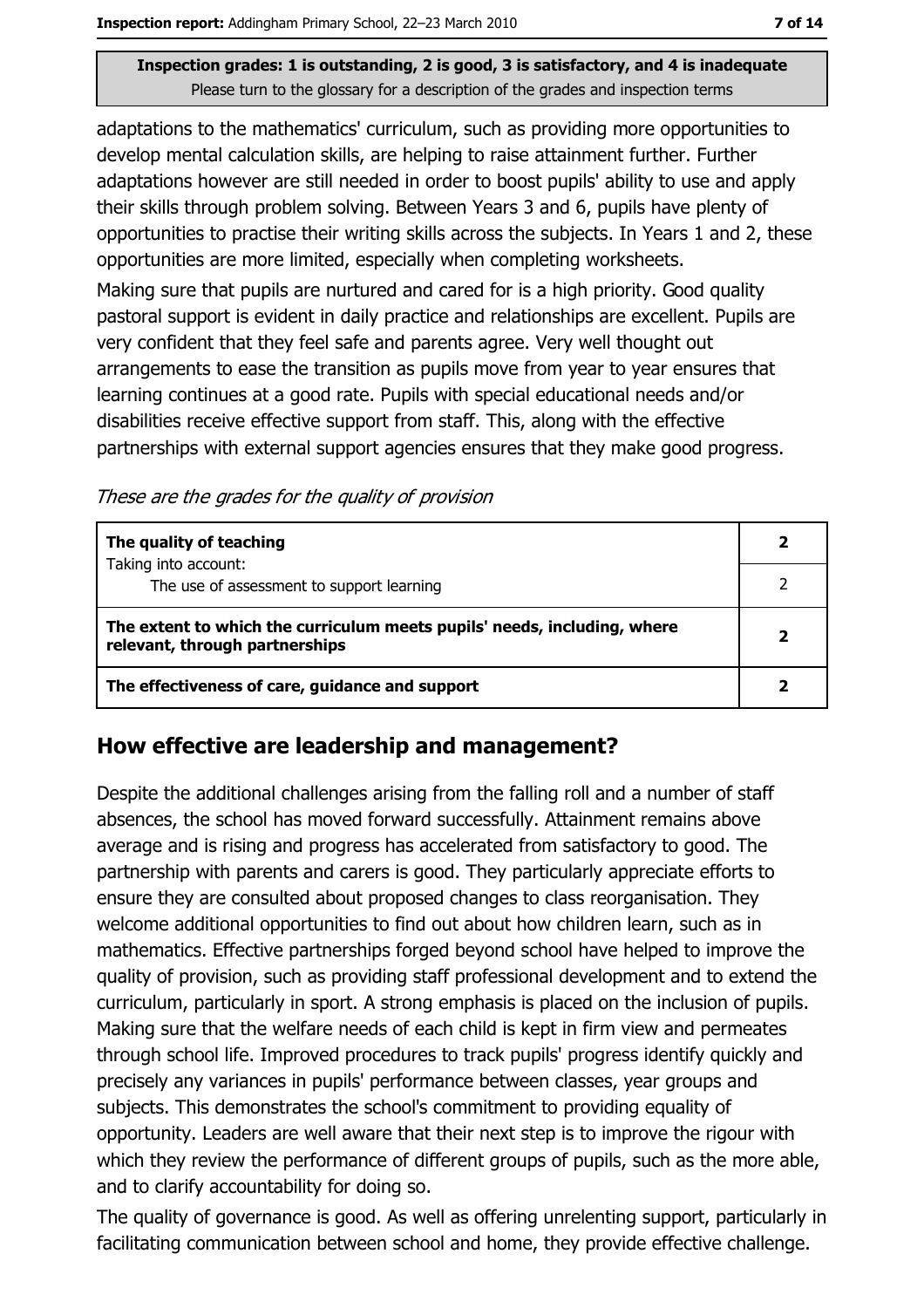adaptations to the mathematics' curriculum, such as providing more opportunities to develop mental calculation skills, are helping to raise attainment further. Further adaptations however are still needed in order to boost pupils' ability to use and apply their skills through problem solving. Between Years 3 and 6, pupils have plenty of opportunities to practise their writing skills across the subjects. In Years 1 and 2, these opportunities are more limited, especially when completing worksheets.

Making sure that pupils are nurtured and cared for is a high priority. Good quality pastoral support is evident in daily practice and relationships are excellent. Pupils are very confident that they feel safe and parents agree. Very well thought out arrangements to ease the transition as pupils move from year to year ensures that learning continues at a good rate. Pupils with special educational needs and/or disabilities receive effective support from staff. This, along with the effective partnerships with external support agencies ensures that they make good progress.

*These are the grades for the quality of provision*

| | |
|---|---|
| **The quality of teaching**<br>Taking into account: | **2** |
| The use of assessment to support learning | 2 |
| **The extent to which the curriculum meets pupils' needs, including, where relevant, through partnerships** | **2** |
| **The effectiveness of care, guidance and support** | **2** |

## How effective are leadership and management?

Despite the additional challenges arising from the falling roll and a number of staff absences, the school has moved forward successfully. Attainment remains above average and is rising and progress has accelerated from satisfactory to good. The partnership with parents and carers is good. They particularly appreciate efforts to ensure they are consulted about proposed changes to class reorganisation. They welcome additional opportunities to find out about how children learn, such as in mathematics. Effective partnerships forged beyond school have helped to improve the quality of provision, such as providing staff professional development and to extend the curriculum, particularly in sport. A strong emphasis is placed on the inclusion of pupils. Making sure that the welfare needs of each child is kept in firm view and permeates through school life. Improved procedures to track pupils' progress identify quickly and precisely any variances in pupils' performance between classes, year groups and subjects. This demonstrates the school's commitment to providing equality of opportunity. Leaders are well aware that their next step is to improve the rigour with which they review the performance of different groups of pupils, such as the more able, and to clarify accountability for doing so.

The quality of governance is good. As well as offering unrelenting support, particularly in facilitating communication between school and home, they provide effective challenge.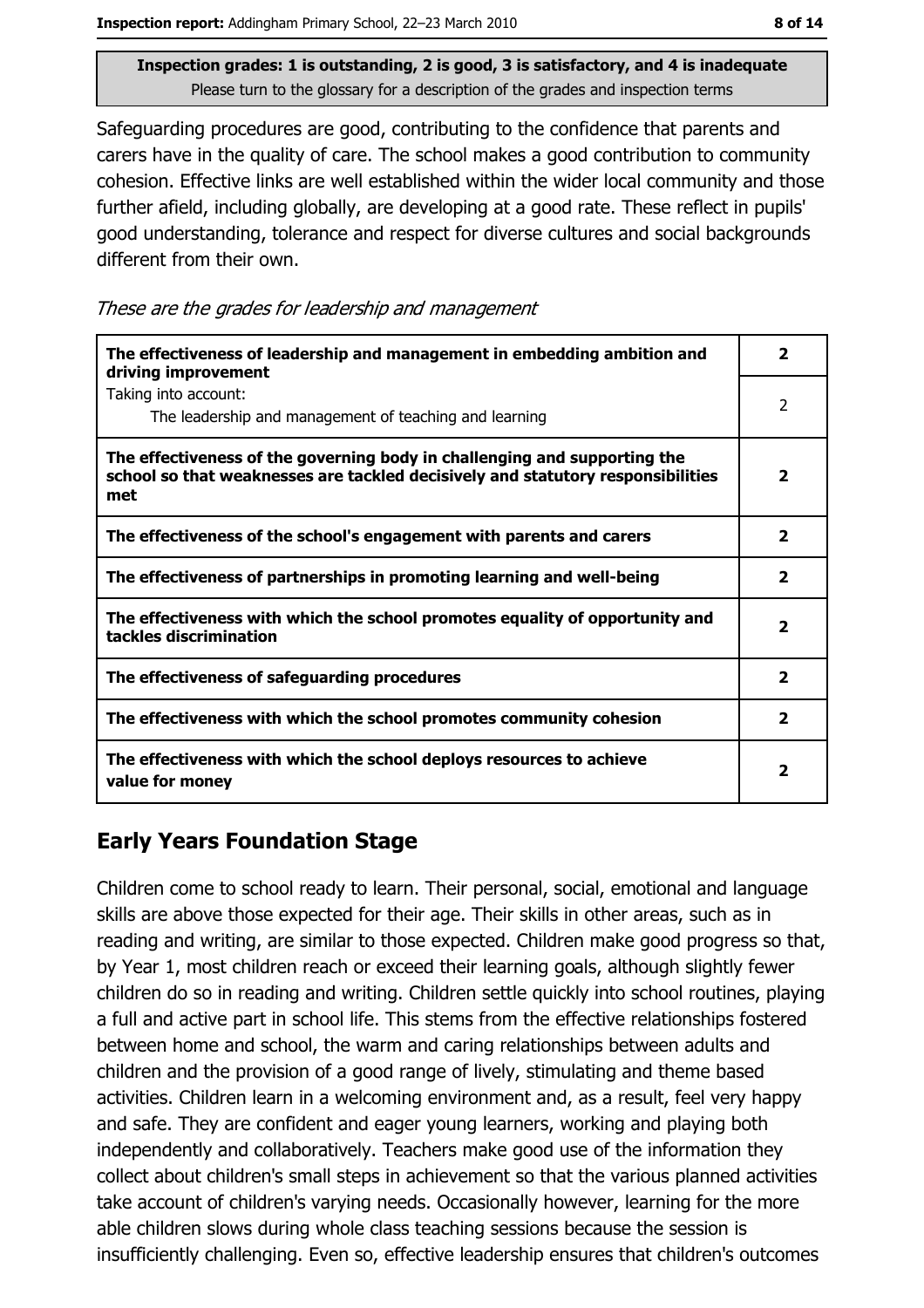Inspection grades: 1 is outstanding, 2 is good, 3 is satisfactory, and 4 is inadequate
Please turn to the glossary for a description of the grades and inspection terms

Safeguarding procedures are good, contributing to the confidence that parents and carers have in the quality of care. The school makes a good contribution to community cohesion. Effective links are well established within the wider local community and those further afield, including globally, are developing at a good rate. These reflect in pupils' good understanding, tolerance and respect for diverse cultures and social backgrounds different from their own.

*These are the grades for leadership and management*

| | |
|---|---|
| **The effectiveness of leadership and management in embedding ambition and driving improvement** | **2** |
| Taking into account: The leadership and management of teaching and learning | 2 |
| **The effectiveness of the governing body in challenging and supporting the school so that weaknesses are tackled decisively and statutory responsibilities met** | **2** |
| **The effectiveness of the school's engagement with parents and carers** | **2** |
| **The effectiveness of partnerships in promoting learning and well-being** | **2** |
| **The effectiveness with which the school promotes equality of opportunity and tackles discrimination** | **2** |
| **The effectiveness of safeguarding procedures** | **2** |
| **The effectiveness with which the school promotes community cohesion** | **2** |
| **The effectiveness with which the school deploys resources to achieve value for money** | **2** |

## Early Years Foundation Stage

Children come to school ready to learn. Their personal, social, emotional and language skills are above those expected for their age. Their skills in other areas, such as in reading and writing, are similar to those expected. Children make good progress so that, by Year 1, most children reach or exceed their learning goals, although slightly fewer children do so in reading and writing. Children settle quickly into school routines, playing a full and active part in school life. This stems from the effective relationships fostered between home and school, the warm and caring relationships between adults and children and the provision of a good range of lively, stimulating and theme based activities. Children learn in a welcoming environment and, as a result, feel very happy and safe. They are confident and eager young learners, working and playing both independently and collaboratively. Teachers make good use of the information they collect about children's small steps in achievement so that the various planned activities take account of children's varying needs. Occasionally however, learning for the more able children slows during whole class teaching sessions because the session is insufficiently challenging. Even so, effective leadership ensures that children's outcomes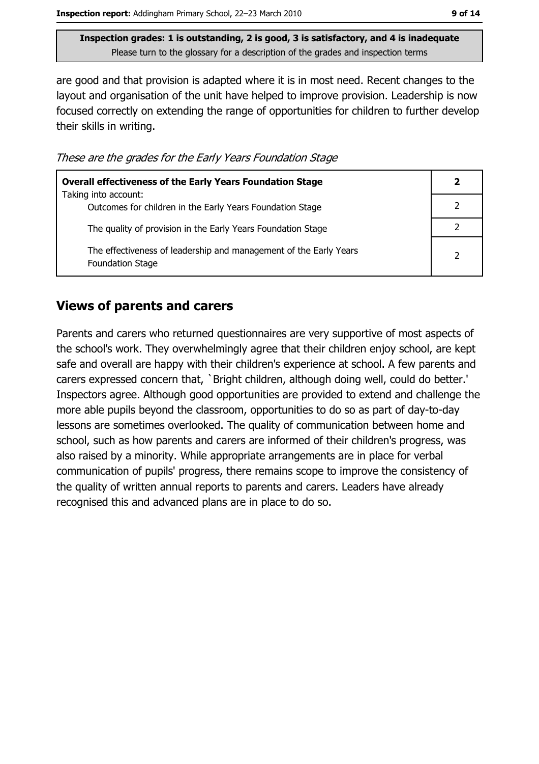are good and that provision is adapted where it is in most need. Recent changes to the layout and organisation of the unit have helped to improve provision. Leadership is now focused correctly on extending the range of opportunities for children to further develop their skills in writing.

*These are the grades for the Early Years Foundation Stage*

| | |
|---|---|
| **Overall effectiveness of the Early Years Foundation Stage**<br>Taking into account: | **2** |
| Outcomes for children in the Early Years Foundation Stage | 2 |
| The quality of provision in the Early Years Foundation Stage | 2 |
| The effectiveness of leadership and management of the Early Years Foundation Stage | 2 |

## Views of parents and carers

Parents and carers who returned questionnaires are very supportive of most aspects of the school's work. They overwhelmingly agree that their children enjoy school, are kept safe and overall are happy with their children's experience at school. A few parents and carers expressed concern that, `Bright children, although doing well, could do better.' Inspectors agree. Although good opportunities are provided to extend and challenge the more able pupils beyond the classroom, opportunities to do so as part of day-to-day lessons are sometimes overlooked. The quality of communication between home and school, such as how parents and carers are informed of their children's progress, was also raised by a minority. While appropriate arrangements are in place for verbal communication of pupils' progress, there remains scope to improve the consistency of the quality of written annual reports to parents and carers. Leaders have already recognised this and advanced plans are in place to do so.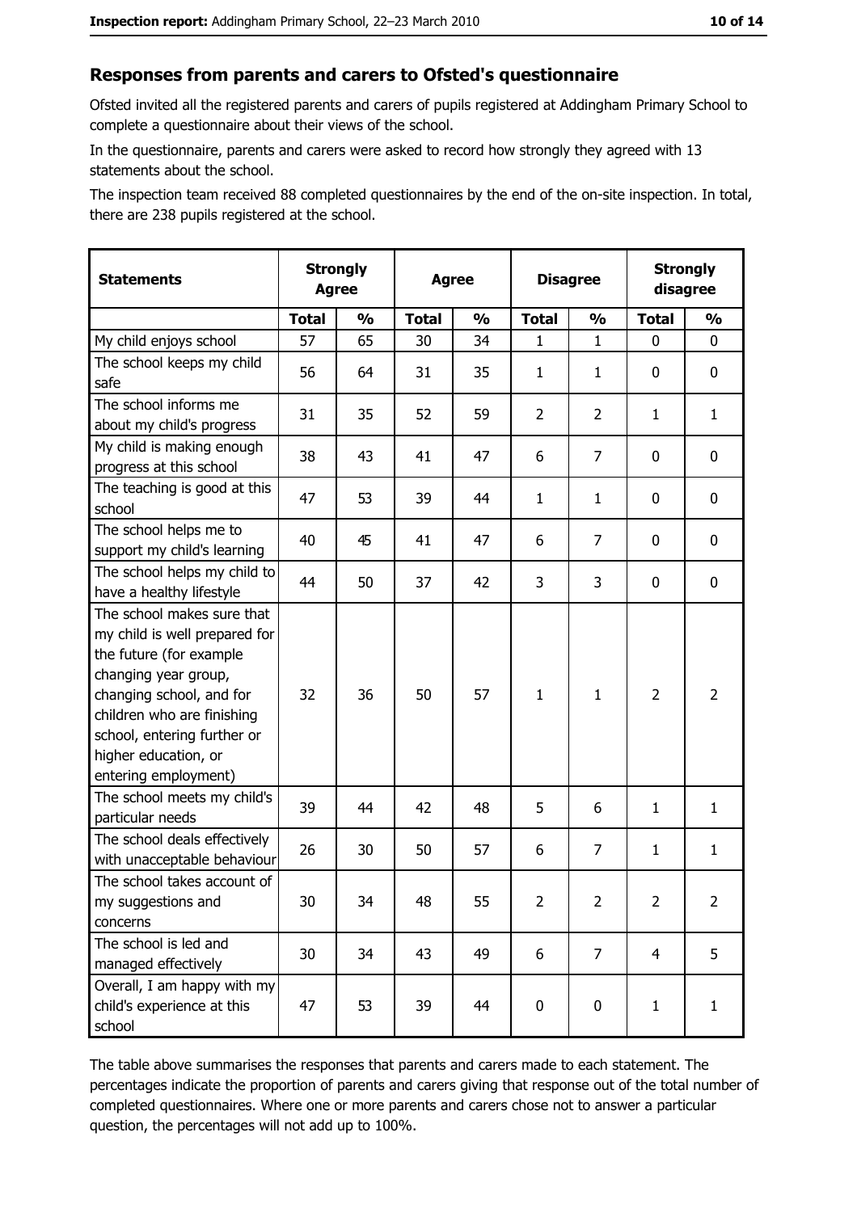## Responses from parents and carers to Ofsted's questionnaire

Ofsted invited all the registered parents and carers of pupils registered at Addingham Primary School to complete a questionnaire about their views of the school.

In the questionnaire, parents and carers were asked to record how strongly they agreed with 13 statements about the school.

The inspection team received 88 completed questionnaires by the end of the on-site inspection. In total, there are 238 pupils registered at the school.

| Statements | Strongly Agree | | Agree | | Disagree | | Strongly disagree | |
|---|---|---|---|---|---|---|---|---|
| | Total | % | Total | % | Total | % | Total | % |
| My child enjoys school | 57 | 65 | 30 | 34 | 1 | 1 | 0 | 0 |
| The school keeps my child safe | 56 | 64 | 31 | 35 | 1 | 1 | 0 | 0 |
| The school informs me about my child's progress | 31 | 35 | 52 | 59 | 2 | 2 | 1 | 1 |
| My child is making enough progress at this school | 38 | 43 | 41 | 47 | 6 | 7 | 0 | 0 |
| The teaching is good at this school | 47 | 53 | 39 | 44 | 1 | 1 | 0 | 0 |
| The school helps me to support my child's learning | 40 | 45 | 41 | 47 | 6 | 7 | 0 | 0 |
| The school helps my child to have a healthy lifestyle | 44 | 50 | 37 | 42 | 3 | 3 | 0 | 0 |
| The school makes sure that my child is well prepared for the future (for example changing year group, changing school, and for children who are finishing school, entering further or higher education, or entering employment) | 32 | 36 | 50 | 57 | 1 | 1 | 2 | 2 |
| The school meets my child's particular needs | 39 | 44 | 42 | 48 | 5 | 6 | 1 | 1 |
| The school deals effectively with unacceptable behaviour | 26 | 30 | 50 | 57 | 6 | 7 | 1 | 1 |
| The school takes account of my suggestions and concerns | 30 | 34 | 48 | 55 | 2 | 2 | 2 | 2 |
| The school is led and managed effectively | 30 | 34 | 43 | 49 | 6 | 7 | 4 | 5 |
| Overall, I am happy with my child's experience at this school | 47 | 53 | 39 | 44 | 0 | 0 | 1 | 1 |

The table above summarises the responses that parents and carers made to each statement. The percentages indicate the proportion of parents and carers giving that response out of the total number of completed questionnaires. Where one or more parents and carers chose not to answer a particular question, the percentages will not add up to 100%.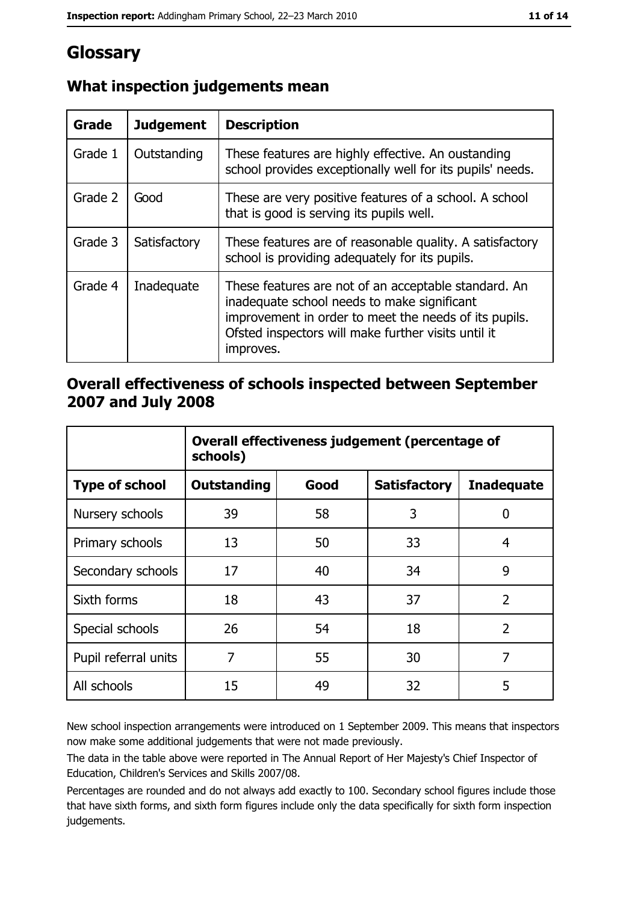# Glossary

## What inspection judgements mean

| Grade | Judgement | Description |
|---|---|---|
| Grade 1 | Outstanding | These features are highly effective. An oustanding school provides exceptionally well for its pupils' needs. |
| Grade 2 | Good | These are very positive features of a school. A school that is good is serving its pupils well. |
| Grade 3 | Satisfactory | These features are of reasonable quality. A satisfactory school is providing adequately for its pupils. |
| Grade 4 | Inadequate | These features are not of an acceptable standard. An inadequate school needs to make significant improvement in order to meet the needs of its pupils. Ofsted inspectors will make further visits until it improves. |

## Overall effectiveness of schools inspected between September 2007 and July 2008

| | Overall effectiveness judgement (percentage of schools) | | | |
|---|---|---|---|---|
| **Type of school** | **Outstanding** | **Good** | **Satisfactory** | **Inadequate** |
| Nursery schools | 39 | 58 | 3 | 0 |
| Primary schools | 13 | 50 | 33 | 4 |
| Secondary schools | 17 | 40 | 34 | 9 |
| Sixth forms | 18 | 43 | 37 | 2 |
| Special schools | 26 | 54 | 18 | 2 |
| Pupil referral units | 7 | 55 | 30 | 7 |
| All schools | 15 | 49 | 32 | 5 |

New school inspection arrangements were introduced on 1 September 2009. This means that inspectors now make some additional judgements that were not made previously.

The data in the table above were reported in The Annual Report of Her Majesty's Chief Inspector of Education, Children's Services and Skills 2007/08.

Percentages are rounded and do not always add exactly to 100. Secondary school figures include those that have sixth forms, and sixth form figures include only the data specifically for sixth form inspection judgements.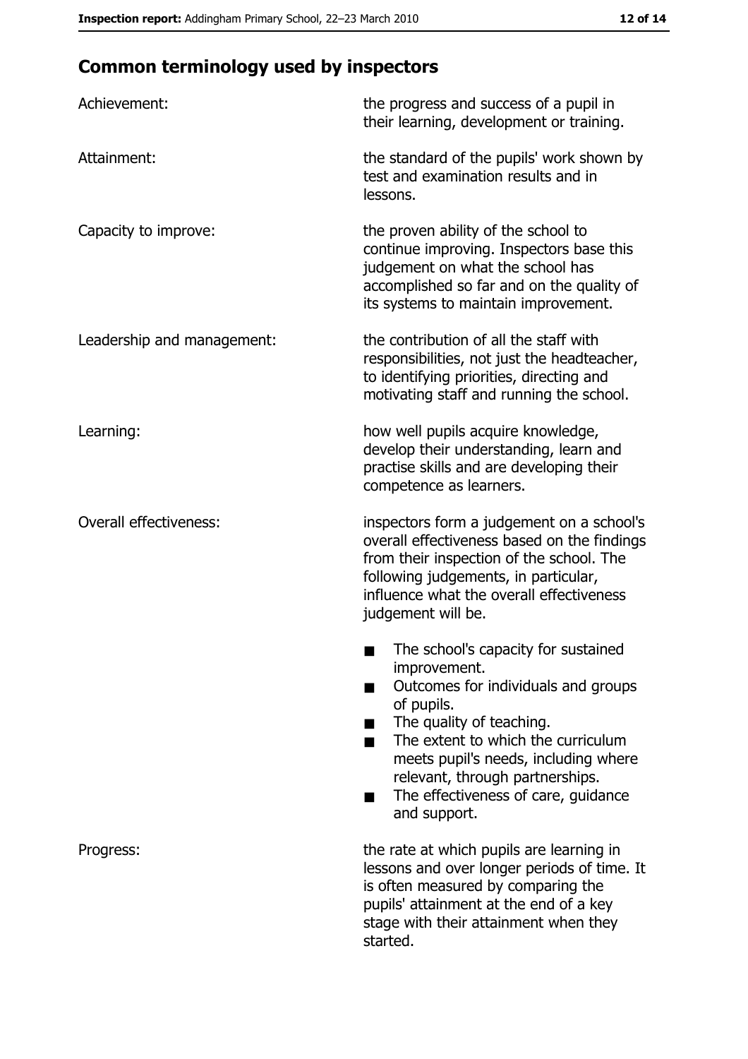## Common terminology used by inspectors

| | |
|---|---|
| Achievement: | the progress and success of a pupil in their learning, development or training. |
| Attainment: | the standard of the pupils' work shown by test and examination results and in lessons. |
| Capacity to improve: | the proven ability of the school to continue improving. Inspectors base this judgement on what the school has accomplished so far and on the quality of its systems to maintain improvement. |
| Leadership and management: | the contribution of all the staff with responsibilities, not just the headteacher, to identifying priorities, directing and motivating staff and running the school. |
| Learning: | how well pupils acquire knowledge, develop their understanding, learn and practise skills and are developing their competence as learners. |
| Overall effectiveness: | inspectors form a judgement on a school's overall effectiveness based on the findings from their inspection of the school. The following judgements, in particular, influence what the overall effectiveness judgement will be.<br>■ The school's capacity for sustained improvement.<br>■ Outcomes for individuals and groups of pupils.<br>■ The quality of teaching.<br>■ The extent to which the curriculum meets pupil's needs, including where relevant, through partnerships.<br>■ The effectiveness of care, guidance and support. |
| Progress: | the rate at which pupils are learning in lessons and over longer periods of time. It is often measured by comparing the pupils' attainment at the end of a key stage with their attainment when they started. |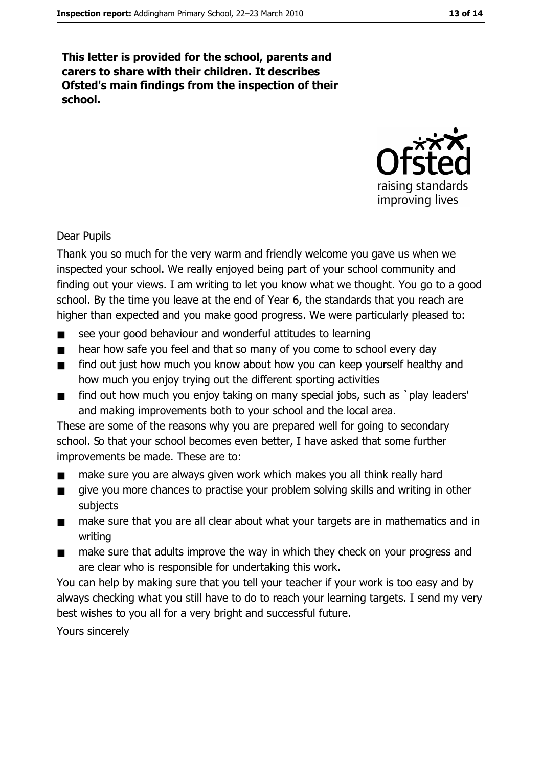**This letter is provided for the school, parents and carers to share with their children. It describes Ofsted's main findings from the inspection of their school.**

Dear Pupils

Thank you so much for the very warm and friendly welcome you gave us when we inspected your school. We really enjoyed being part of your school community and finding out your views. I am writing to let you know what we thought. You go to a good school. By the time you leave at the end of Year 6, the standards that you reach are higher than expected and you make good progress. We were particularly pleased to:

- see your good behaviour and wonderful attitudes to learning
- hear how safe you feel and that so many of you come to school every day
- find out just how much you know about how you can keep yourself healthy and how much you enjoy trying out the different sporting activities
- find out how much you enjoy taking on many special jobs, such as `play leaders' and making improvements both to your school and the local area.

These are some of the reasons why you are prepared well for going to secondary school. So that your school becomes even better, I have asked that some further improvements be made. These are to:

- make sure you are always given work which makes you all think really hard
- give you more chances to practise your problem solving skills and writing in other subjects
- make sure that you are all clear about what your targets are in mathematics and in writing
- make sure that adults improve the way in which they check on your progress and are clear who is responsible for undertaking this work.

You can help by making sure that you tell your teacher if your work is too easy and by always checking what you still have to do to reach your learning targets. I send my very best wishes to you all for a very bright and successful future.

Yours sincerely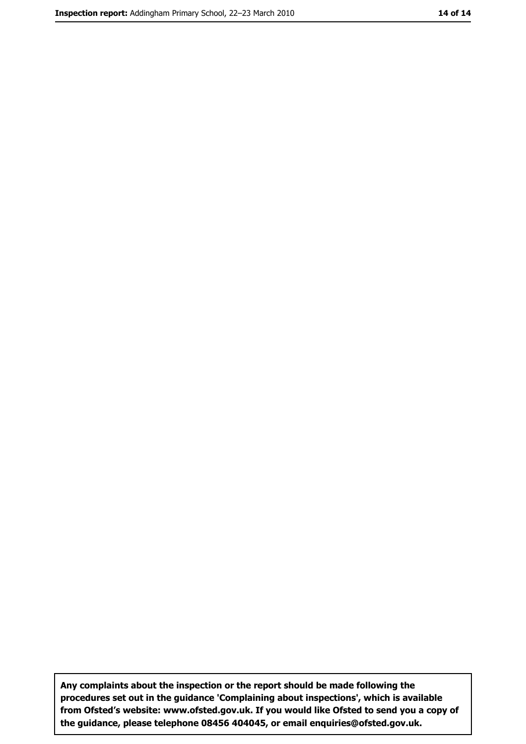**Any complaints about the inspection or the report should be made following the procedures set out in the guidance 'Complaining about inspections', which is available from Ofsted's website: www.ofsted.gov.uk. If you would like Ofsted to send you a copy of the guidance, please telephone 08456 404045, or email enquiries@ofsted.gov.uk.**